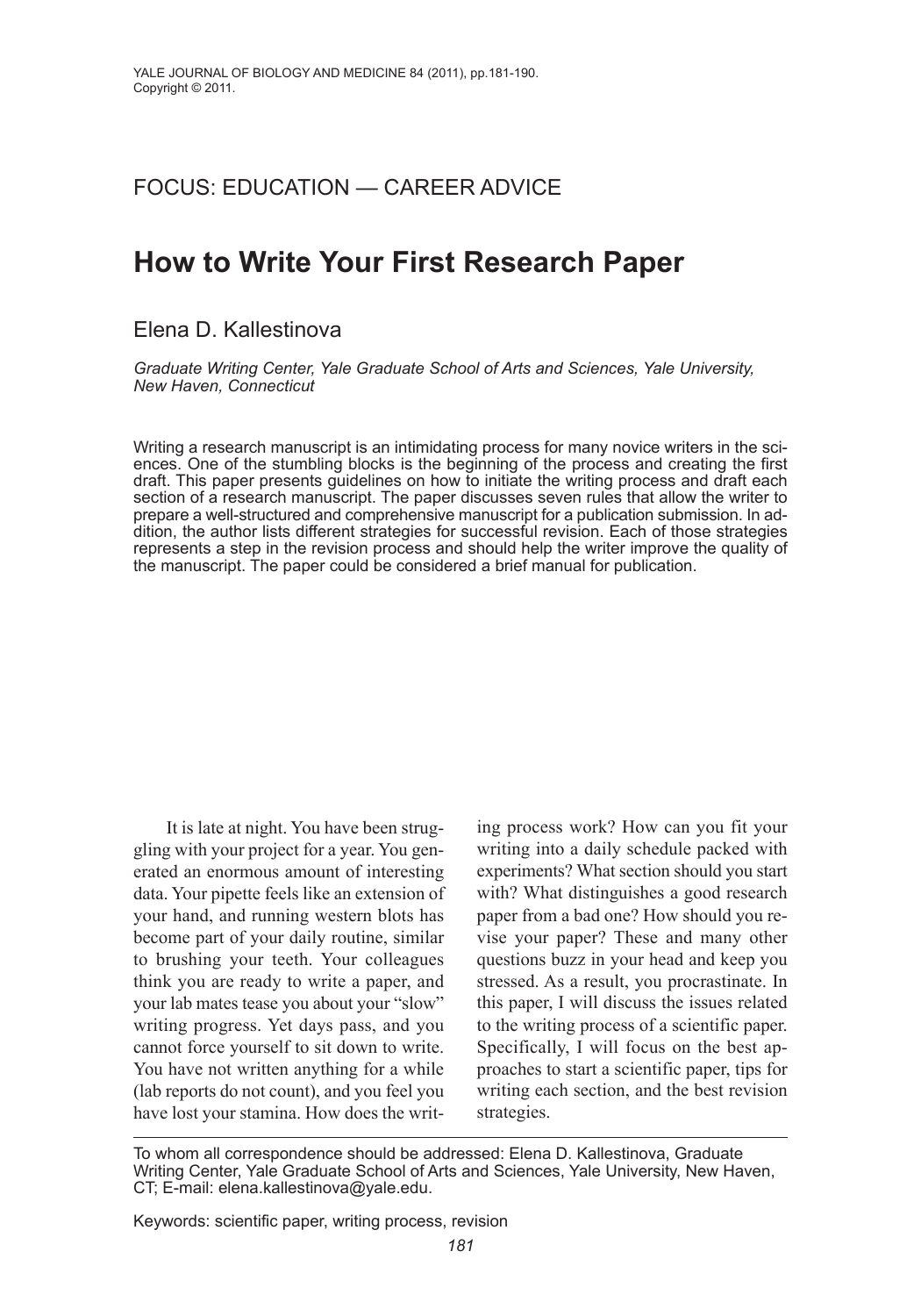FOCUS: EDUCATION — CAREER ADVICE

# How to Write Your First Research Paper

Elena D. Kallestinova

*Graduate Writing Center, Yale Graduate School of Arts and Sciences, Yale University, New Haven, Connecticut*

Writing a research manuscript is an intimidating process for many novice writers in the sciences. One of the stumbling blocks is the beginning of the process and creating the first draft. This paper presents guidelines on how to initiate the writing process and draft each section of a research manuscript. The paper discusses seven rules that allow the writer to prepare a well-structured and comprehensive manuscript for a publication submission. In addition, the author lists different strategies for successful revision. Each of those strategies represents a step in the revision process and should help the writer improve the quality of the manuscript. The paper could be considered a brief manual for publication.

It is late at night. You have been struggling with your project for a year. You generated an enormous amount of interesting data. Your pipette feels like an extension of your hand, and running western blots has become part of your daily routine, similar to brushing your teeth. Your colleagues think you are ready to write a paper, and your lab mates tease you about your "slow" writing progress. Yet days pass, and you cannot force yourself to sit down to write. You have not written anything for a while (lab reports do not count), and you feel you have lost your stamina. How does the writing process work? How can you fit your writing into a daily schedule packed with experiments? What section should you start with? What distinguishes a good research paper from a bad one? How should you revise your paper? These and many other questions buzz in your head and keep you stressed. As a result, you procrastinate. In this paper, I will discuss the issues related to the writing process of a scientific paper. Specifically, I will focus on the best approaches to start a scientific paper, tips for writing each section, and the best revision strategies.

To whom all correspondence should be addressed: Elena D. Kallestinova, Graduate Writing Center, Yale Graduate School of Arts and Sciences, Yale University, New Haven, CT; E-mail: elena.kallestinova@yale.edu.

Keywords: scientific paper, writing process, revision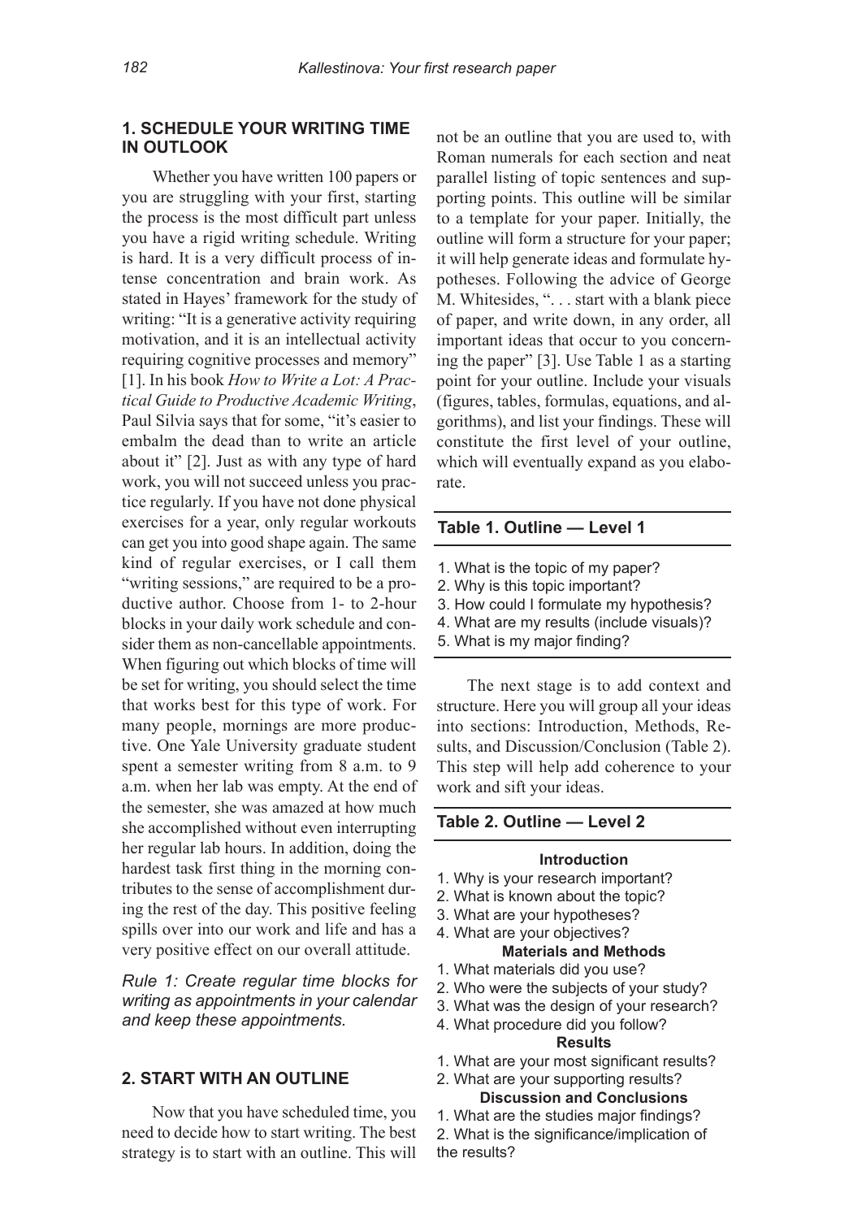## 1. SCHEDULE YOUR WRITING TIME IN OUTLOOK

Whether you have written 100 papers or you are struggling with your first, starting the process is the most difficult part unless you have a rigid writing schedule. Writing is hard. It is a very difficult process of intense concentration and brain work. As stated in Hayes' framework for the study of writing: "It is a generative activity requiring motivation, and it is an intellectual activity requiring cognitive processes and memory" [1]. In his book *How to Write a Lot: A Practical Guide to Productive Academic Writing*, Paul Silvia says that for some, "it's easier to embalm the dead than to write an article about it" [2]. Just as with any type of hard work, you will not succeed unless you practice regularly. If you have not done physical exercises for a year, only regular workouts can get you into good shape again. The same kind of regular exercises, or I call them "writing sessions," are required to be a productive author. Choose from 1- to 2-hour blocks in your daily work schedule and consider them as non-cancellable appointments. When figuring out which blocks of time will be set for writing, you should select the time that works best for this type of work. For many people, mornings are more productive. One Yale University graduate student spent a semester writing from 8 a.m. to 9 a.m. when her lab was empty. At the end of the semester, she was amazed at how much she accomplished without even interrupting her regular lab hours. In addition, doing the hardest task first thing in the morning contributes to the sense of accomplishment during the rest of the day. This positive feeling spills over into our work and life and has a very positive effect on our overall attitude.

*Rule 1: Create regular time blocks for writing as appointments in your calendar and keep these appointments.*

## 2. START WITH AN OUTLINE

Now that you have scheduled time, you need to decide how to start writing. The best strategy is to start with an outline. This will not be an outline that you are used to, with Roman numerals for each section and neat parallel listing of topic sentences and supporting points. This outline will be similar to a template for your paper. Initially, the outline will form a structure for your paper; it will help generate ideas and formulate hypotheses. Following the advice of George M. Whitesides, ". . . start with a blank piece of paper, and write down, in any order, all important ideas that occur to you concerning the paper" [3]. Use Table 1 as a starting point for your outline. Include your visuals (figures, tables, formulas, equations, and algorithms), and list your findings. These will constitute the first level of your outline, which will eventually expand as you elaborate.

**Table 1. Outline — Level 1**

1. What is the topic of my paper?
2. Why is this topic important?
3. How could I formulate my hypothesis?
4. What are my results (include visuals)?
5. What is my major finding?

The next stage is to add context and structure. Here you will group all your ideas into sections: Introduction, Methods, Results, and Discussion/Conclusion (Table 2). This step will help add coherence to your work and sift your ideas.

**Table 2. Outline — Level 2**

**Introduction**

1. Why is your research important?
2. What is known about the topic?
3. What are your hypotheses?
4. What are your objectives?

**Materials and Methods**

1. What materials did you use?
2. Who were the subjects of your study?
3. What was the design of your research?
4. What procedure did you follow?

**Results**

1. What are your most significant results?
2. What are your supporting results?

**Discussion and Conclusions**

1. What are the studies major findings?
2. What is the significance/implication of the results?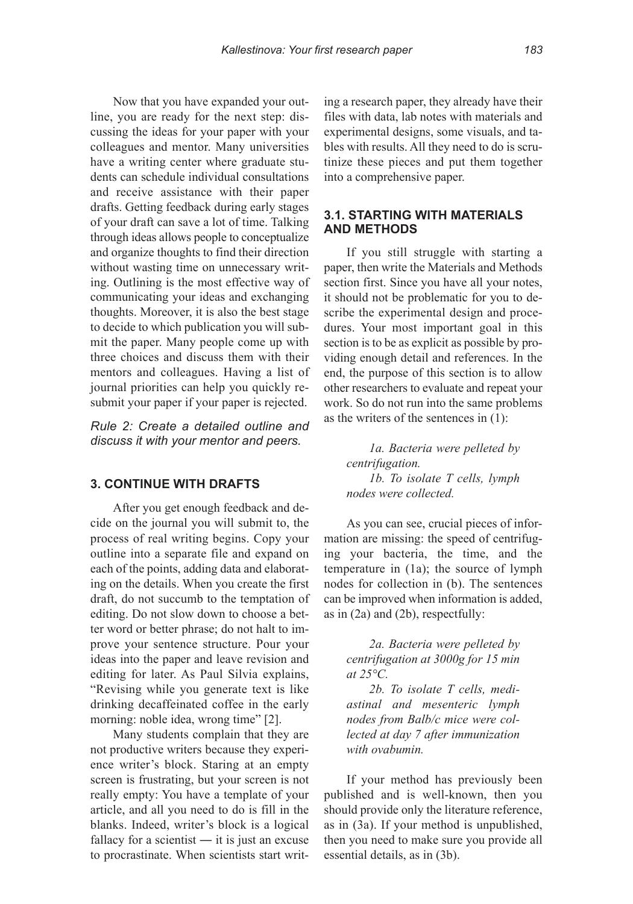Now that you have expanded your outline, you are ready for the next step: discussing the ideas for your paper with your colleagues and mentor. Many universities have a writing center where graduate students can schedule individual consultations and receive assistance with their paper drafts. Getting feedback during early stages of your draft can save a lot of time. Talking through ideas allows people to conceptualize and organize thoughts to find their direction without wasting time on unnecessary writing. Outlining is the most effective way of communicating your ideas and exchanging thoughts. Moreover, it is also the best stage to decide to which publication you will submit the paper. Many people come up with three choices and discuss them with their mentors and colleagues. Having a list of journal priorities can help you quickly resubmit your paper if your paper is rejected.

*Rule 2: Create a detailed outline and discuss it with your mentor and peers.*

## 3. CONTINUE WITH DRAFTS

After you get enough feedback and decide on the journal you will submit to, the process of real writing begins. Copy your outline into a separate file and expand on each of the points, adding data and elaborating on the details. When you create the first draft, do not succumb to the temptation of editing. Do not slow down to choose a better word or better phrase; do not halt to improve your sentence structure. Pour your ideas into the paper and leave revision and editing for later. As Paul Silvia explains, "Revising while you generate text is like drinking decaffeinated coffee in the early morning: noble idea, wrong time" [2].

Many students complain that they are not productive writers because they experience writer's block. Staring at an empty screen is frustrating, but your screen is not really empty: You have a template of your article, and all you need to do is fill in the blanks. Indeed, writer's block is a logical fallacy for a scientist — it is just an excuse to procrastinate. When scientists start writing a research paper, they already have their files with data, lab notes with materials and experimental designs, some visuals, and tables with results. All they need to do is scrutinize these pieces and put them together into a comprehensive paper.

### 3.1. STARTING WITH MATERIALS AND METHODS

If you still struggle with starting a paper, then write the Materials and Methods section first. Since you have all your notes, it should not be problematic for you to describe the experimental design and procedures. Your most important goal in this section is to be as explicit as possible by providing enough detail and references. In the end, the purpose of this section is to allow other researchers to evaluate and repeat your work. So do not run into the same problems as the writers of the sentences in (1):

> *1a. Bacteria were pelleted by centrifugation.*
>
> *1b. To isolate T cells, lymph nodes were collected.*

As you can see, crucial pieces of information are missing: the speed of centrifuging your bacteria, the time, and the temperature in (1a); the source of lymph nodes for collection in (b). The sentences can be improved when information is added, as in (2a) and (2b), respectfully:

> *2a. Bacteria were pelleted by centrifugation at 3000g for 15 min at 25°C.*
>
> *2b. To isolate T cells, mediastinal and mesenteric lymph nodes from Balb/c mice were collected at day 7 after immunization with ovabumin.*

If your method has previously been published and is well-known, then you should provide only the literature reference, as in (3a). If your method is unpublished, then you need to make sure you provide all essential details, as in (3b).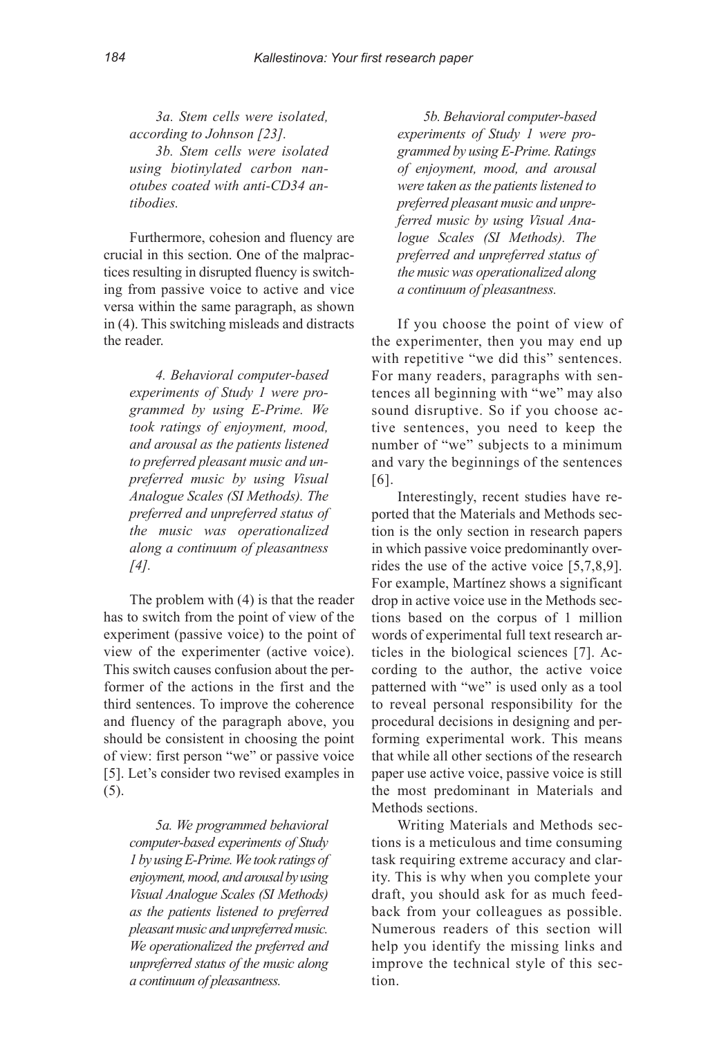*3a. Stem cells were isolated, according to Johnson [23].*

*3b. Stem cells were isolated using biotinylated carbon nanotubes coated with anti-CD34 antibodies.*

Furthermore, cohesion and fluency are crucial in this section. One of the malpractices resulting in disrupted fluency is switching from passive voice to active and vice versa within the same paragraph, as shown in (4). This switching misleads and distracts the reader.

*4. Behavioral computer-based experiments of Study 1 were programmed by using E-Prime. We took ratings of enjoyment, mood, and arousal as the patients listened to preferred pleasant music and unpreferred music by using Visual Analogue Scales (SI Methods). The preferred and unpreferred status of the music was operationalized along a continuum of pleasantness [4].*

The problem with (4) is that the reader has to switch from the point of view of the experiment (passive voice) to the point of view of the experimenter (active voice). This switch causes confusion about the performer of the actions in the first and the third sentences. To improve the coherence and fluency of the paragraph above, you should be consistent in choosing the point of view: first person "we" or passive voice [5]. Let's consider two revised examples in (5).

*5a. We programmed behavioral computer-based experiments of Study 1 by using E-Prime. We took ratings of enjoyment, mood, and arousal by using Visual Analogue Scales (SI Methods) as the patients listened to preferred pleasant music and unpreferred music. We operationalized the preferred and unpreferred status of the music along a continuum of pleasantness.*

*5b. Behavioral computer-based experiments of Study 1 were programmed by using E-Prime. Ratings of enjoyment, mood, and arousal were taken as the patients listened to preferred pleasant music and unpreferred music by using Visual Analogue Scales (SI Methods). The preferred and unpreferred status of the music was operationalized along a continuum of pleasantness.*

If you choose the point of view of the experimenter, then you may end up with repetitive "we did this" sentences. For many readers, paragraphs with sentences all beginning with "we" may also sound disruptive. So if you choose active sentences, you need to keep the number of "we" subjects to a minimum and vary the beginnings of the sentences [6].

Interestingly, recent studies have reported that the Materials and Methods section is the only section in research papers in which passive voice predominantly overrides the use of the active voice [5,7,8,9]. For example, Martínez shows a significant drop in active voice use in the Methods sections based on the corpus of 1 million words of experimental full text research articles in the biological sciences [7]. According to the author, the active voice patterned with "we" is used only as a tool to reveal personal responsibility for the procedural decisions in designing and performing experimental work. This means that while all other sections of the research paper use active voice, passive voice is still the most predominant in Materials and Methods sections.

Writing Materials and Methods sections is a meticulous and time consuming task requiring extreme accuracy and clarity. This is why when you complete your draft, you should ask for as much feedback from your colleagues as possible. Numerous readers of this section will help you identify the missing links and improve the technical style of this section.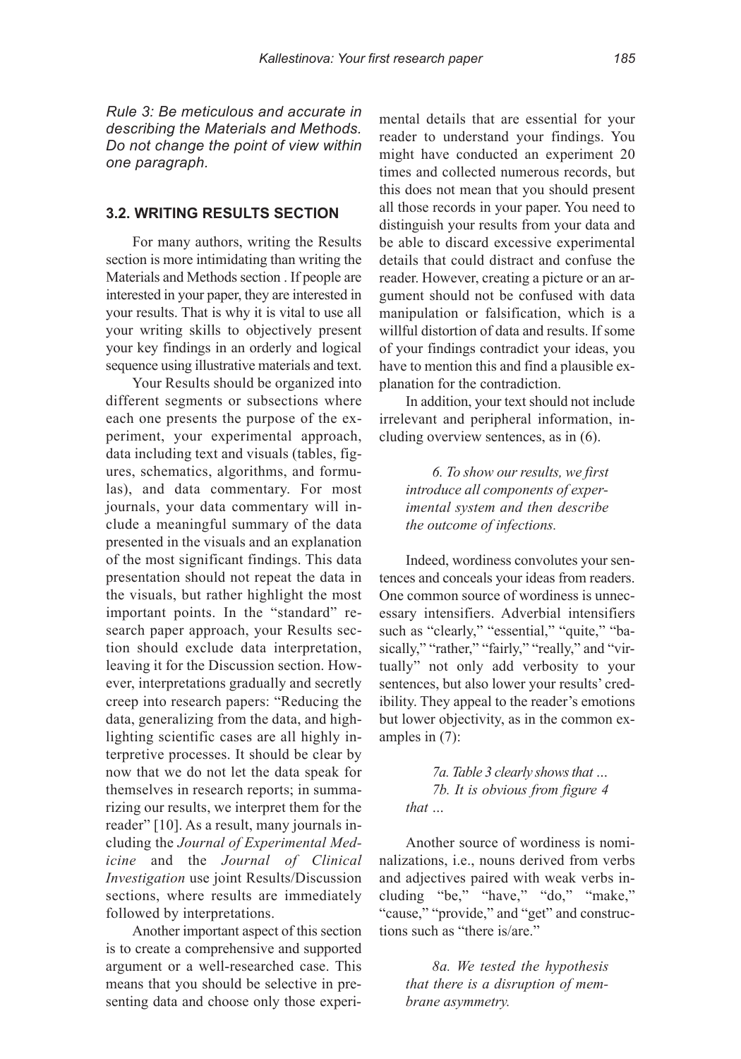*Rule 3: Be meticulous and accurate in describing the Materials and Methods. Do not change the point of view within one paragraph.*

### 3.2. WRITING RESULTS SECTION

For many authors, writing the Results section is more intimidating than writing the Materials and Methods section . If people are interested in your paper, they are interested in your results. That is why it is vital to use all your writing skills to objectively present your key findings in an orderly and logical sequence using illustrative materials and text.

Your Results should be organized into different segments or subsections where each one presents the purpose of the experiment, your experimental approach, data including text and visuals (tables, figures, schematics, algorithms, and formulas), and data commentary. For most journals, your data commentary will include a meaningful summary of the data presented in the visuals and an explanation of the most significant findings. This data presentation should not repeat the data in the visuals, but rather highlight the most important points. In the "standard" research paper approach, your Results section should exclude data interpretation, leaving it for the Discussion section. However, interpretations gradually and secretly creep into research papers: "Reducing the data, generalizing from the data, and highlighting scientific cases are all highly interpretive processes. It should be clear by now that we do not let the data speak for themselves in research reports; in summarizing our results, we interpret them for the reader" [10]. As a result, many journals including the *Journal of Experimental Medicine* and the *Journal of Clinical Investigation* use joint Results/Discussion sections, where results are immediately followed by interpretations.

Another important aspect of this section is to create a comprehensive and supported argument or a well-researched case. This means that you should be selective in presenting data and choose only those experimental details that are essential for your reader to understand your findings. You might have conducted an experiment 20 times and collected numerous records, but this does not mean that you should present all those records in your paper. You need to distinguish your results from your data and be able to discard excessive experimental details that could distract and confuse the reader. However, creating a picture or an argument should not be confused with data manipulation or falsification, which is a willful distortion of data and results. If some of your findings contradict your ideas, you have to mention this and find a plausible explanation for the contradiction.

In addition, your text should not include irrelevant and peripheral information, including overview sentences, as in (6).

> *6. To show our results, we first introduce all components of experimental system and then describe the outcome of infections.*

Indeed, wordiness convolutes your sentences and conceals your ideas from readers. One common source of wordiness is unnecessary intensifiers. Adverbial intensifiers such as "clearly," "essential," "quite," "basically," "rather," "fairly," "really," and "virtually" not only add verbosity to your sentences, but also lower your results' credibility. They appeal to the reader's emotions but lower objectivity, as in the common examples in (7):

> *7a. Table 3 clearly shows that …*
> *7b. It is obvious from figure 4 that …*

Another source of wordiness is nominalizations, i.e., nouns derived from verbs and adjectives paired with weak verbs including "be," "have," "do," "make," "cause," "provide," and "get" and constructions such as "there is/are."

> *8a. We tested the hypothesis that there is a disruption of membrane asymmetry.*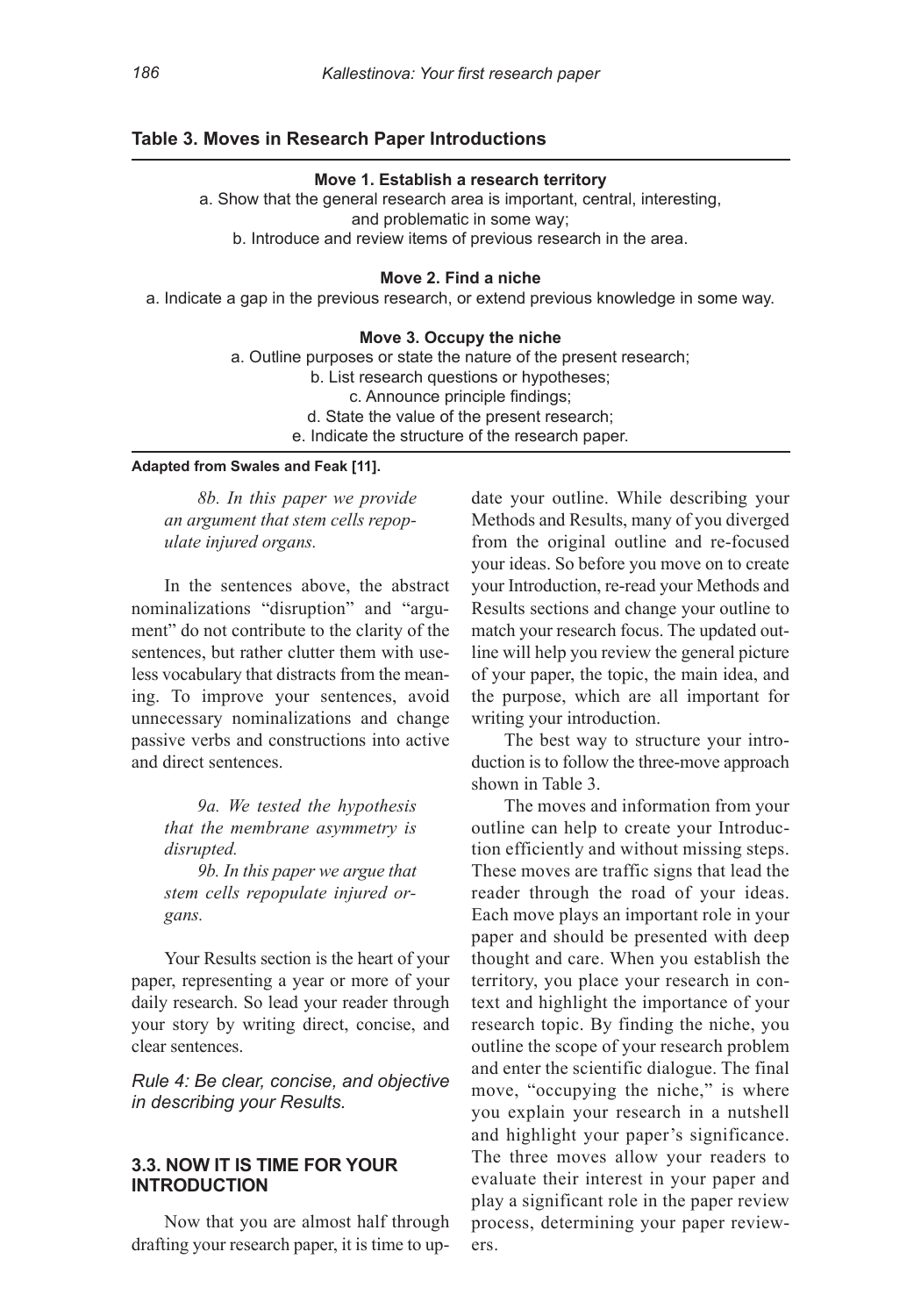**Table 3. Moves in Research Paper Introductions**

**Move 1. Establish a research territory**

a. Show that the general research area is important, central, interesting, and problematic in some way;

b. Introduce and review items of previous research in the area.

**Move 2. Find a niche**

a. Indicate a gap in the previous research, or extend previous knowledge in some way.

**Move 3. Occupy the niche**

a. Outline purposes or state the nature of the present research;

b. List research questions or hypotheses;

c. Announce principle findings;

d. State the value of the present research;

e. Indicate the structure of the research paper.

**Adapted from Swales and Feak [11].**

*8b. In this paper we provide an argument that stem cells repopulate injured organs.*

In the sentences above, the abstract nominalizations "disruption" and "argument" do not contribute to the clarity of the sentences, but rather clutter them with useless vocabulary that distracts from the meaning. To improve your sentences, avoid unnecessary nominalizations and change passive verbs and constructions into active and direct sentences.

*9a. We tested the hypothesis that the membrane asymmetry is disrupted.*

*9b. In this paper we argue that stem cells repopulate injured organs.*

Your Results section is the heart of your paper, representing a year or more of your daily research. So lead your reader through your story by writing direct, concise, and clear sentences.

*Rule 4: Be clear, concise, and objective in describing your Results.*

### 3.3. NOW IT IS TIME FOR YOUR INTRODUCTION

Now that you are almost half through drafting your research paper, it is time to update your outline. While describing your Methods and Results, many of you diverged from the original outline and re-focused your ideas. So before you move on to create your Introduction, re-read your Methods and Results sections and change your outline to match your research focus. The updated outline will help you review the general picture of your paper, the topic, the main idea, and the purpose, which are all important for writing your introduction.

The best way to structure your introduction is to follow the three-move approach shown in Table 3.

The moves and information from your outline can help to create your Introduction efficiently and without missing steps. These moves are traffic signs that lead the reader through the road of your ideas. Each move plays an important role in your paper and should be presented with deep thought and care. When you establish the territory, you place your research in context and highlight the importance of your research topic. By finding the niche, you outline the scope of your research problem and enter the scientific dialogue. The final move, "occupying the niche," is where you explain your research in a nutshell and highlight your paper's significance. The three moves allow your readers to evaluate their interest in your paper and play a significant role in the paper review process, determining your paper reviewers.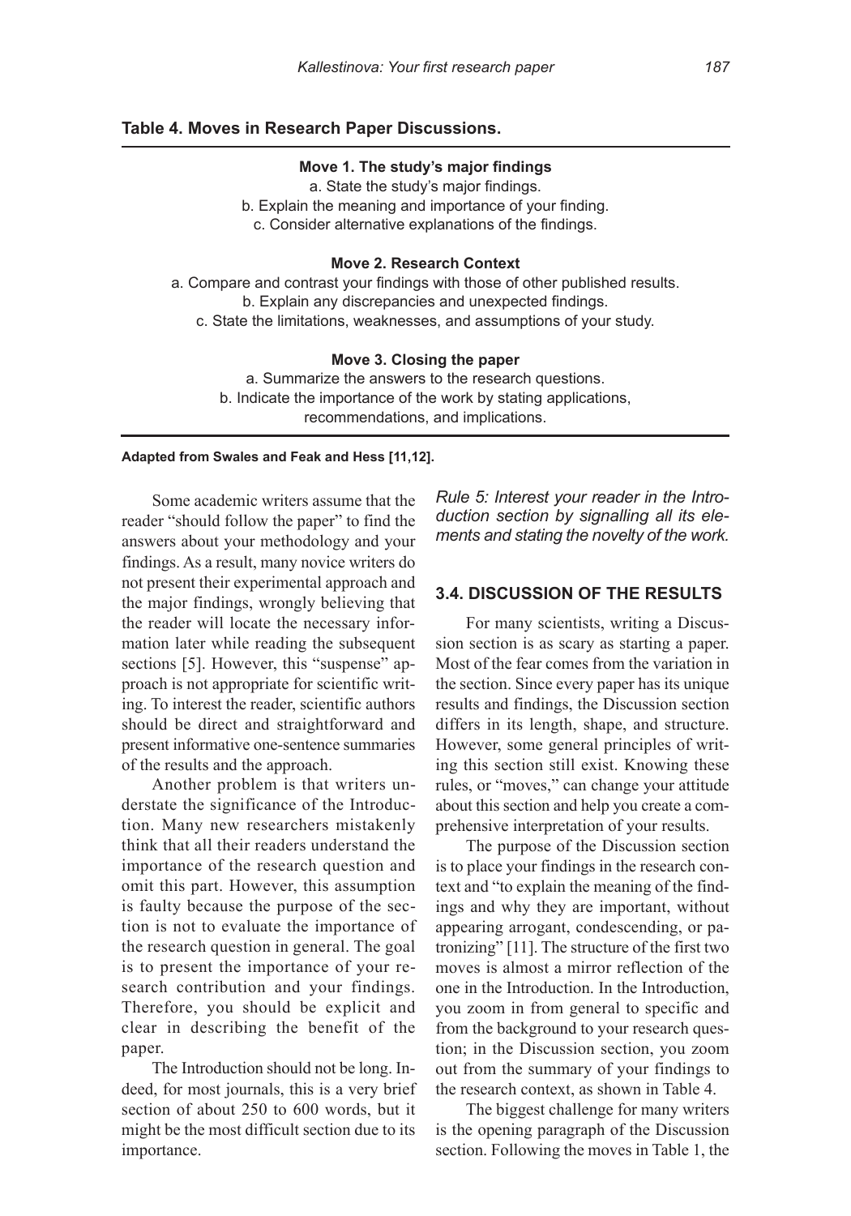**Table 4. Moves in Research Paper Discussions.**

| **Move 1. The study's major findings** |
|---|
| a. State the study's major findings. |
| b. Explain the meaning and importance of your finding. |
| c. Consider alternative explanations of the findings. |
| **Move 2. Research Context** |
| a. Compare and contrast your findings with those of other published results. |
| b. Explain any discrepancies and unexpected findings. |
| c. State the limitations, weaknesses, and assumptions of your study. |
| **Move 3. Closing the paper** |
| a. Summarize the answers to the research questions. |
| b. Indicate the importance of the work by stating applications, recommendations, and implications. |

**Adapted from Swales and Feak and Hess [11,12].**

Some academic writers assume that the reader "should follow the paper" to find the answers about your methodology and your findings. As a result, many novice writers do not present their experimental approach and the major findings, wrongly believing that the reader will locate the necessary information later while reading the subsequent sections [5]. However, this "suspense" approach is not appropriate for scientific writing. To interest the reader, scientific authors should be direct and straightforward and present informative one-sentence summaries of the results and the approach.

Another problem is that writers understate the significance of the Introduction. Many new researchers mistakenly think that all their readers understand the importance of the research question and omit this part. However, this assumption is faulty because the purpose of the section is not to evaluate the importance of the research question in general. The goal is to present the importance of your research contribution and your findings. Therefore, you should be explicit and clear in describing the benefit of the paper.

The Introduction should not be long. Indeed, for most journals, this is a very brief section of about 250 to 600 words, but it might be the most difficult section due to its importance.

*Rule 5: Interest your reader in the Introduction section by signalling all its elements and stating the novelty of the work.*

### 3.4. DISCUSSION OF THE RESULTS

For many scientists, writing a Discussion section is as scary as starting a paper. Most of the fear comes from the variation in the section. Since every paper has its unique results and findings, the Discussion section differs in its length, shape, and structure. However, some general principles of writing this section still exist. Knowing these rules, or "moves," can change your attitude about this section and help you create a comprehensive interpretation of your results.

The purpose of the Discussion section is to place your findings in the research context and "to explain the meaning of the findings and why they are important, without appearing arrogant, condescending, or patronizing" [11]. The structure of the first two moves is almost a mirror reflection of the one in the Introduction. In the Introduction, you zoom in from general to specific and from the background to your research question; in the Discussion section, you zoom out from the summary of your findings to the research context, as shown in Table 4.

The biggest challenge for many writers is the opening paragraph of the Discussion section. Following the moves in Table 1, the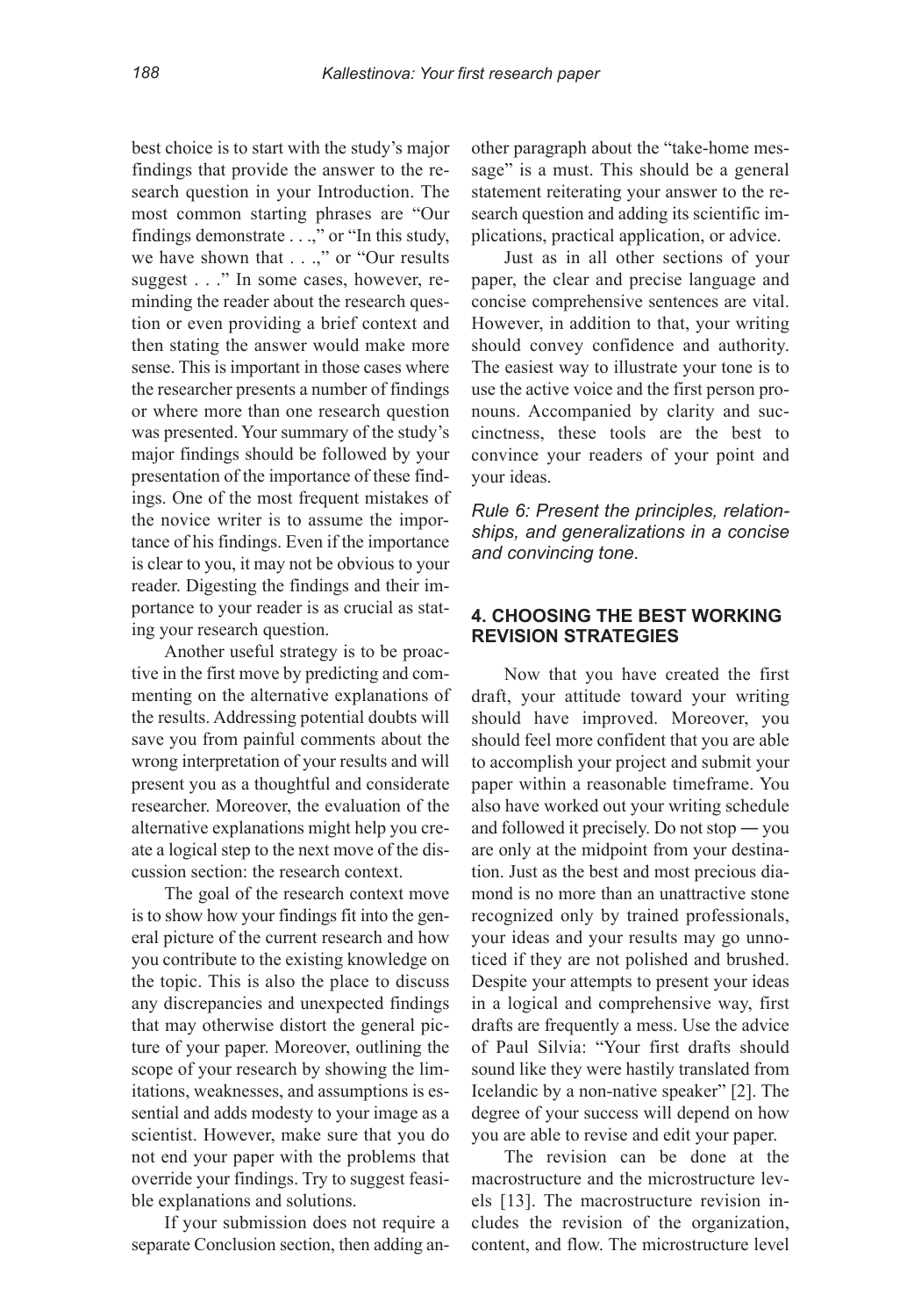best choice is to start with the study's major findings that provide the answer to the research question in your Introduction. The most common starting phrases are "Our findings demonstrate . . .," or "In this study, we have shown that . . .," or "Our results suggest . . ." In some cases, however, reminding the reader about the research question or even providing a brief context and then stating the answer would make more sense. This is important in those cases where the researcher presents a number of findings or where more than one research question was presented. Your summary of the study's major findings should be followed by your presentation of the importance of these findings. One of the most frequent mistakes of the novice writer is to assume the importance of his findings. Even if the importance is clear to you, it may not be obvious to your reader. Digesting the findings and their importance to your reader is as crucial as stating your research question.

Another useful strategy is to be proactive in the first move by predicting and commenting on the alternative explanations of the results. Addressing potential doubts will save you from painful comments about the wrong interpretation of your results and will present you as a thoughtful and considerate researcher. Moreover, the evaluation of the alternative explanations might help you create a logical step to the next move of the discussion section: the research context.

The goal of the research context move is to show how your findings fit into the general picture of the current research and how you contribute to the existing knowledge on the topic. This is also the place to discuss any discrepancies and unexpected findings that may otherwise distort the general picture of your paper. Moreover, outlining the scope of your research by showing the limitations, weaknesses, and assumptions is essential and adds modesty to your image as a scientist. However, make sure that you do not end your paper with the problems that override your findings. Try to suggest feasible explanations and solutions.

If your submission does not require a separate Conclusion section, then adding another paragraph about the "take-home message" is a must. This should be a general statement reiterating your answer to the research question and adding its scientific implications, practical application, or advice.

Just as in all other sections of your paper, the clear and precise language and concise comprehensive sentences are vital. However, in addition to that, your writing should convey confidence and authority. The easiest way to illustrate your tone is to use the active voice and the first person pronouns. Accompanied by clarity and succinctness, these tools are the best to convince your readers of your point and your ideas.

*Rule 6: Present the principles, relationships, and generalizations in a concise and convincing tone.*

## 4. CHOOSING THE BEST WORKING REVISION STRATEGIES

Now that you have created the first draft, your attitude toward your writing should have improved. Moreover, you should feel more confident that you are able to accomplish your project and submit your paper within a reasonable timeframe. You also have worked out your writing schedule and followed it precisely. Do not stop — you are only at the midpoint from your destination. Just as the best and most precious diamond is no more than an unattractive stone recognized only by trained professionals, your ideas and your results may go unnoticed if they are not polished and brushed. Despite your attempts to present your ideas in a logical and comprehensive way, first drafts are frequently a mess. Use the advice of Paul Silvia: "Your first drafts should sound like they were hastily translated from Icelandic by a non-native speaker" [2]. The degree of your success will depend on how you are able to revise and edit your paper.

The revision can be done at the macrostructure and the microstructure levels [13]. The macrostructure revision includes the revision of the organization, content, and flow. The microstructure level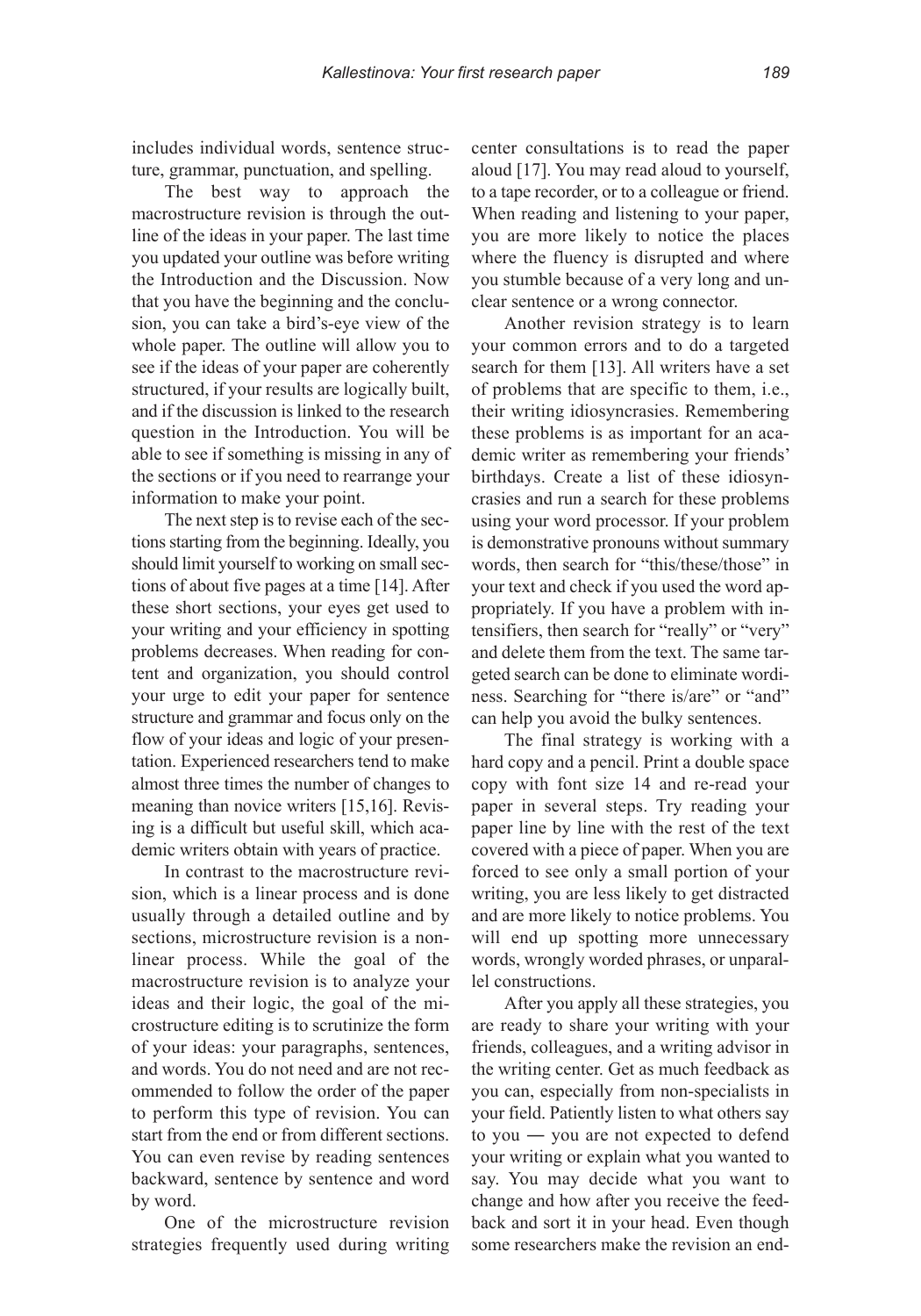includes individual words, sentence structure, grammar, punctuation, and spelling.

The best way to approach the macrostructure revision is through the outline of the ideas in your paper. The last time you updated your outline was before writing the Introduction and the Discussion. Now that you have the beginning and the conclusion, you can take a bird's-eye view of the whole paper. The outline will allow you to see if the ideas of your paper are coherently structured, if your results are logically built, and if the discussion is linked to the research question in the Introduction. You will be able to see if something is missing in any of the sections or if you need to rearrange your information to make your point.

The next step is to revise each of the sections starting from the beginning. Ideally, you should limit yourself to working on small sections of about five pages at a time [14]. After these short sections, your eyes get used to your writing and your efficiency in spotting problems decreases. When reading for content and organization, you should control your urge to edit your paper for sentence structure and grammar and focus only on the flow of your ideas and logic of your presentation. Experienced researchers tend to make almost three times the number of changes to meaning than novice writers [15,16]. Revising is a difficult but useful skill, which academic writers obtain with years of practice.

In contrast to the macrostructure revision, which is a linear process and is done usually through a detailed outline and by sections, microstructure revision is a nonlinear process. While the goal of the macrostructure revision is to analyze your ideas and their logic, the goal of the microstructure editing is to scrutinize the form of your ideas: your paragraphs, sentences, and words. You do not need and are not recommended to follow the order of the paper to perform this type of revision. You can start from the end or from different sections. You can even revise by reading sentences backward, sentence by sentence and word by word.

One of the microstructure revision strategies frequently used during writing center consultations is to read the paper aloud [17]. You may read aloud to yourself, to a tape recorder, or to a colleague or friend. When reading and listening to your paper, you are more likely to notice the places where the fluency is disrupted and where you stumble because of a very long and unclear sentence or a wrong connector.

Another revision strategy is to learn your common errors and to do a targeted search for them [13]. All writers have a set of problems that are specific to them, i.e., their writing idiosyncrasies. Remembering these problems is as important for an academic writer as remembering your friends' birthdays. Create a list of these idiosyncrasies and run a search for these problems using your word processor. If your problem is demonstrative pronouns without summary words, then search for "this/these/those" in your text and check if you used the word appropriately. If you have a problem with intensifiers, then search for "really" or "very" and delete them from the text. The same targeted search can be done to eliminate wordiness. Searching for "there is/are" or "and" can help you avoid the bulky sentences.

The final strategy is working with a hard copy and a pencil. Print a double space copy with font size 14 and re-read your paper in several steps. Try reading your paper line by line with the rest of the text covered with a piece of paper. When you are forced to see only a small portion of your writing, you are less likely to get distracted and are more likely to notice problems. You will end up spotting more unnecessary words, wrongly worded phrases, or unparallel constructions.

After you apply all these strategies, you are ready to share your writing with your friends, colleagues, and a writing advisor in the writing center. Get as much feedback as you can, especially from non-specialists in your field. Patiently listen to what others say to you — you are not expected to defend your writing or explain what you wanted to say. You may decide what you want to change and how after you receive the feedback and sort it in your head. Even though some researchers make the revision an end-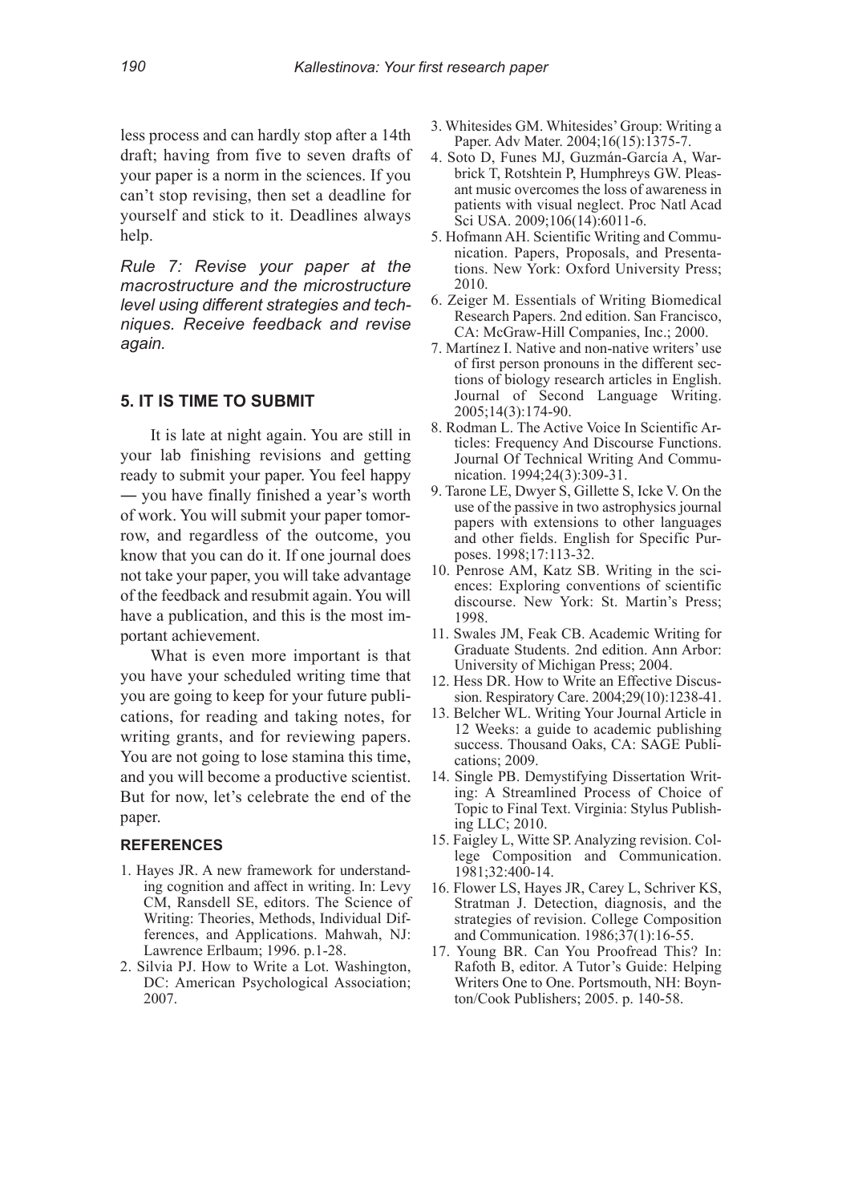less process and can hardly stop after a 14th draft; having from five to seven drafts of your paper is a norm in the sciences. If you can't stop revising, then set a deadline for yourself and stick to it. Deadlines always help.

*Rule 7: Revise your paper at the macrostructure and the microstructure level using different strategies and techniques. Receive feedback and revise again.*

## 5. IT IS TIME TO SUBMIT

It is late at night again. You are still in your lab finishing revisions and getting ready to submit your paper. You feel happy ― you have finally finished a year's worth of work. You will submit your paper tomorrow, and regardless of the outcome, you know that you can do it. If one journal does not take your paper, you will take advantage of the feedback and resubmit again. You will have a publication, and this is the most important achievement.

What is even more important is that you have your scheduled writing time that you are going to keep for your future publications, for reading and taking notes, for writing grants, and for reviewing papers. You are not going to lose stamina this time, and you will become a productive scientist. But for now, let's celebrate the end of the paper.

### REFERENCES

1. Hayes JR. A new framework for understanding cognition and affect in writing. In: Levy CM, Ransdell SE, editors. The Science of Writing: Theories, Methods, Individual Differences, and Applications. Mahwah, NJ: Lawrence Erlbaum; 1996. p.1-28.
2. Silvia PJ. How to Write a Lot. Washington, DC: American Psychological Association; 2007.
3. Whitesides GM. Whitesides' Group: Writing a Paper. Adv Mater. 2004;16(15):1375-7.
4. Soto D, Funes MJ, Guzmán-García A, Warbrick T, Rotshtein P, Humphreys GW. Pleasant music overcomes the loss of awareness in patients with visual neglect. Proc Natl Acad Sci USA. 2009;106(14):6011-6.
5. Hofmann AH. Scientific Writing and Communication. Papers, Proposals, and Presentations. New York: Oxford University Press; 2010.
6. Zeiger M. Essentials of Writing Biomedical Research Papers. 2nd edition. San Francisco, CA: McGraw-Hill Companies, Inc.; 2000.
7. Martínez I. Native and non-native writers' use of first person pronouns in the different sections of biology research articles in English. Journal of Second Language Writing. 2005;14(3):174-90.
8. Rodman L. The Active Voice In Scientific Articles: Frequency And Discourse Functions. Journal Of Technical Writing And Communication. 1994;24(3):309-31.
9. Tarone LE, Dwyer S, Gillette S, Icke V. On the use of the passive in two astrophysics journal papers with extensions to other languages and other fields. English for Specific Purposes. 1998;17:113-32.
10. Penrose AM, Katz SB. Writing in the sciences: Exploring conventions of scientific discourse. New York: St. Martin's Press; 1998.
11. Swales JM, Feak CB. Academic Writing for Graduate Students. 2nd edition. Ann Arbor: University of Michigan Press; 2004.
12. Hess DR. How to Write an Effective Discussion. Respiratory Care. 2004;29(10):1238-41.
13. Belcher WL. Writing Your Journal Article in 12 Weeks: a guide to academic publishing success. Thousand Oaks, CA: SAGE Publications; 2009.
14. Single PB. Demystifying Dissertation Writing: A Streamlined Process of Choice of Topic to Final Text. Virginia: Stylus Publishing LLC; 2010.
15. Faigley L, Witte SP. Analyzing revision. College Composition and Communication. 1981;32:400-14.
16. Flower LS, Hayes JR, Carey L, Schriver KS, Stratman J. Detection, diagnosis, and the strategies of revision. College Composition and Communication. 1986;37(1):16-55.
17. Young BR. Can You Proofread This? In: Rafoth B, editor. A Tutor's Guide: Helping Writers One to One. Portsmouth, NH: Boynton/Cook Publishers; 2005. p. 140-58.